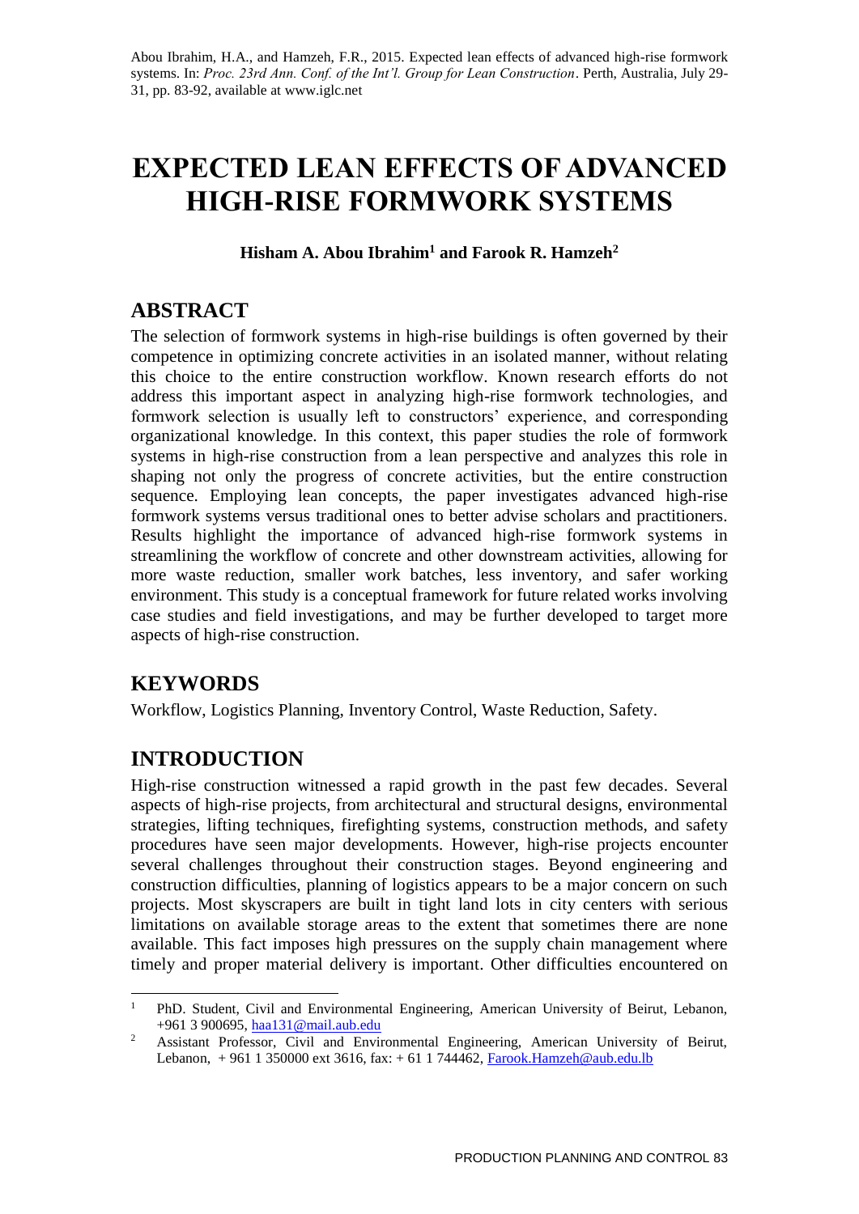Abou Ibrahim, H.A., and Hamzeh, F.R., 2015. Expected lean effects of advanced high-rise formwork systems. In: *Proc. 23rd Ann. Conf. of the Int'l. Group for Lean Construction*. Perth, Australia, July 29-31, pp. 83-92, available at www.iglc.net

# EXPECTED LEAN EFFECTS OF ADVANCED HIGH-RISE FORMWORK SYSTEMS

**Hisham A. Abou Ibrahim[1] and Farook R. Hamzeh[2]**

## ABSTRACT

The selection of formwork systems in high-rise buildings is often governed by their competence in optimizing concrete activities in an isolated manner, without relating this choice to the entire construction workflow. Known research efforts do not address this important aspect in analyzing high-rise formwork technologies, and formwork selection is usually left to constructors' experience, and corresponding organizational knowledge. In this context, this paper studies the role of formwork systems in high-rise construction from a lean perspective and analyzes this role in shaping not only the progress of concrete activities, but the entire construction sequence. Employing lean concepts, the paper investigates advanced high-rise formwork systems versus traditional ones to better advise scholars and practitioners. Results highlight the importance of advanced high-rise formwork systems in streamlining the workflow of concrete and other downstream activities, allowing for more waste reduction, smaller work batches, less inventory, and safer working environment. This study is a conceptual framework for future related works involving case studies and field investigations, and may be further developed to target more aspects of high-rise construction.

## KEYWORDS

Workflow, Logistics Planning, Inventory Control, Waste Reduction, Safety.

## INTRODUCTION

High-rise construction witnessed a rapid growth in the past few decades. Several aspects of high-rise projects, from architectural and structural designs, environmental strategies, lifting techniques, firefighting systems, construction methods, and safety procedures have seen major developments. However, high-rise projects encounter several challenges throughout their construction stages. Beyond engineering and construction difficulties, planning of logistics appears to be a major concern on such projects. Most skyscrapers are built in tight land lots in city centers with serious limitations on available storage areas to the extent that sometimes there are none available. This fact imposes high pressures on the supply chain management where timely and proper material delivery is important. Other difficulties encountered on

---

[1] PhD. Student, Civil and Environmental Engineering, American University of Beirut, Lebanon, +961 3 900695, haa131@mail.aub.edu

[2] Assistant Professor, Civil and Environmental Engineering, American University of Beirut, Lebanon, + 961 1 350000 ext 3616, fax: + 61 1 744462, Farook.Hamzeh@aub.edu.lb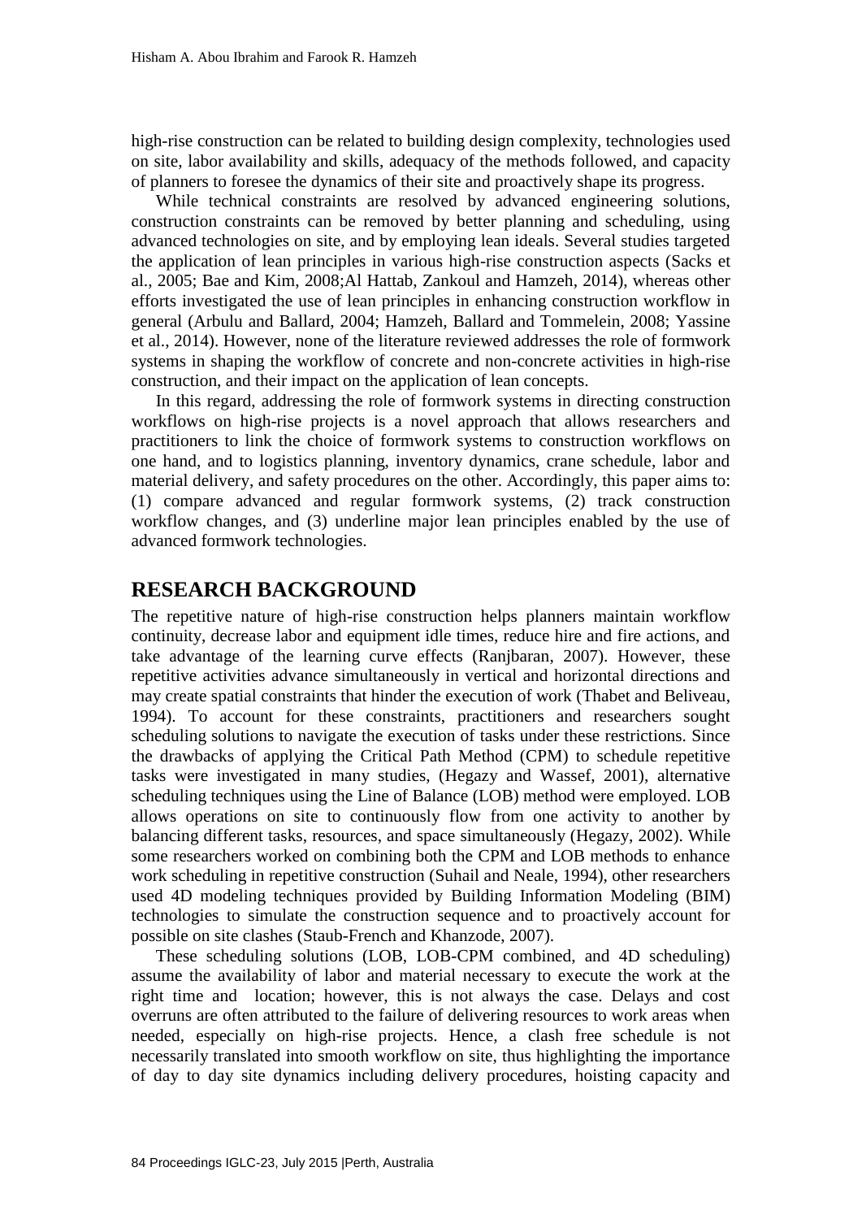high-rise construction can be related to building design complexity, technologies used on site, labor availability and skills, adequacy of the methods followed, and capacity of planners to foresee the dynamics of their site and proactively shape its progress.

While technical constraints are resolved by advanced engineering solutions, construction constraints can be removed by better planning and scheduling, using advanced technologies on site, and by employing lean ideals. Several studies targeted the application of lean principles in various high-rise construction aspects (Sacks et al., 2005; Bae and Kim, 2008;Al Hattab, Zankoul and Hamzeh, 2014), whereas other efforts investigated the use of lean principles in enhancing construction workflow in general (Arbulu and Ballard, 2004; Hamzeh, Ballard and Tommelein, 2008; Yassine et al., 2014). However, none of the literature reviewed addresses the role of formwork systems in shaping the workflow of concrete and non-concrete activities in high-rise construction, and their impact on the application of lean concepts.

In this regard, addressing the role of formwork systems in directing construction workflows on high-rise projects is a novel approach that allows researchers and practitioners to link the choice of formwork systems to construction workflows on one hand, and to logistics planning, inventory dynamics, crane schedule, labor and material delivery, and safety procedures on the other. Accordingly, this paper aims to: (1) compare advanced and regular formwork systems, (2) track construction workflow changes, and (3) underline major lean principles enabled by the use of advanced formwork technologies.

## RESEARCH BACKGROUND

The repetitive nature of high-rise construction helps planners maintain workflow continuity, decrease labor and equipment idle times, reduce hire and fire actions, and take advantage of the learning curve effects (Ranjbaran, 2007). However, these repetitive activities advance simultaneously in vertical and horizontal directions and may create spatial constraints that hinder the execution of work (Thabet and Beliveau, 1994). To account for these constraints, practitioners and researchers sought scheduling solutions to navigate the execution of tasks under these restrictions. Since the drawbacks of applying the Critical Path Method (CPM) to schedule repetitive tasks were investigated in many studies, (Hegazy and Wassef, 2001), alternative scheduling techniques using the Line of Balance (LOB) method were employed. LOB allows operations on site to continuously flow from one activity to another by balancing different tasks, resources, and space simultaneously (Hegazy, 2002). While some researchers worked on combining both the CPM and LOB methods to enhance work scheduling in repetitive construction (Suhail and Neale, 1994), other researchers used 4D modeling techniques provided by Building Information Modeling (BIM) technologies to simulate the construction sequence and to proactively account for possible on site clashes (Staub-French and Khanzode, 2007).

These scheduling solutions (LOB, LOB-CPM combined, and 4D scheduling) assume the availability of labor and material necessary to execute the work at the right time and location; however, this is not always the case. Delays and cost overruns are often attributed to the failure of delivering resources to work areas when needed, especially on high-rise projects. Hence, a clash free schedule is not necessarily translated into smooth workflow on site, thus highlighting the importance of day to day site dynamics including delivery procedures, hoisting capacity and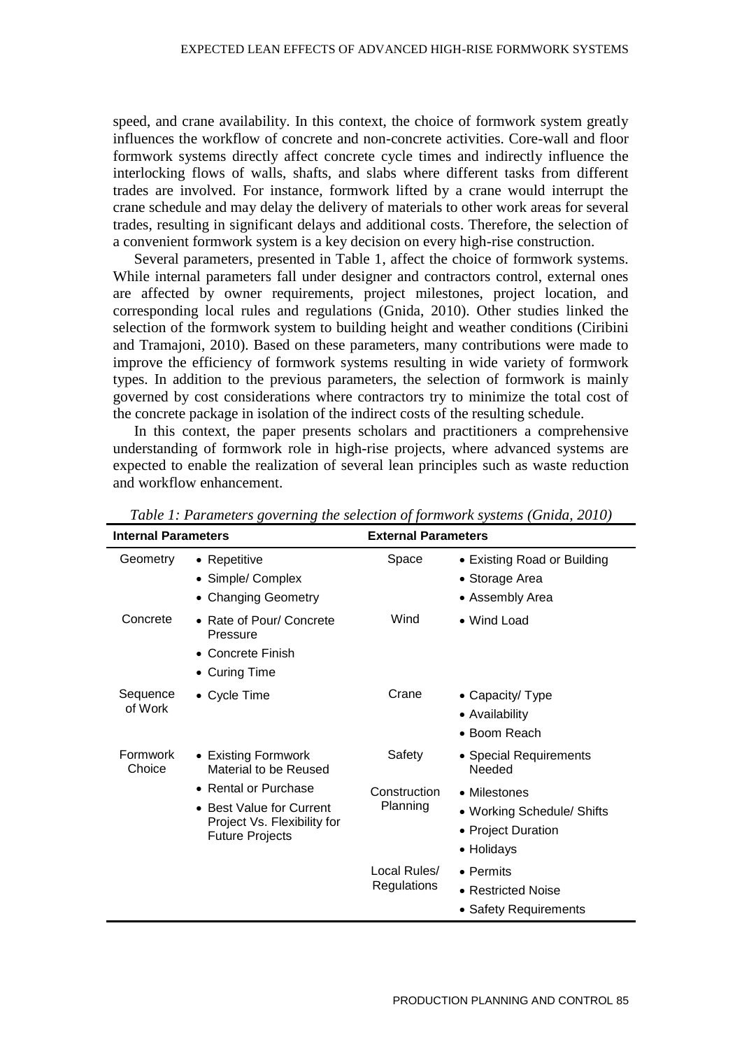speed, and crane availability. In this context, the choice of formwork system greatly influences the workflow of concrete and non-concrete activities. Core-wall and floor formwork systems directly affect concrete cycle times and indirectly influence the interlocking flows of walls, shafts, and slabs where different tasks from different trades are involved. For instance, formwork lifted by a crane would interrupt the crane schedule and may delay the delivery of materials to other work areas for several trades, resulting in significant delays and additional costs. Therefore, the selection of a convenient formwork system is a key decision on every high-rise construction.

Several parameters, presented in Table 1, affect the choice of formwork systems. While internal parameters fall under designer and contractors control, external ones are affected by owner requirements, project milestones, project location, and corresponding local rules and regulations (Gnida, 2010). Other studies linked the selection of the formwork system to building height and weather conditions (Ciribini and Tramajoni, 2010). Based on these parameters, many contributions were made to improve the efficiency of formwork systems resulting in wide variety of formwork types. In addition to the previous parameters, the selection of formwork is mainly governed by cost considerations where contractors try to minimize the total cost of the concrete package in isolation of the indirect costs of the resulting schedule.

In this context, the paper presents scholars and practitioners a comprehensive understanding of formwork role in high-rise projects, where advanced systems are expected to enable the realization of several lean principles such as waste reduction and workflow enhancement.

*Table 1: Parameters governing the selection of formwork systems (Gnida, 2010)*

| Internal Parameters | | External Parameters | |
|---|---|---|---|
| Geometry | • Repetitive<br>• Simple/ Complex<br>• Changing Geometry | Space | • Existing Road or Building<br>• Storage Area<br>• Assembly Area |
| Concrete | • Rate of Pour/ Concrete Pressure<br>• Concrete Finish<br>• Curing Time | Wind | • Wind Load |
| Sequence of Work | • Cycle Time | Crane | • Capacity/ Type<br>• Availability<br>• Boom Reach |
| Formwork Choice | • Existing Formwork Material to be Reused<br>• Rental or Purchase<br>• Best Value for Current Project Vs. Flexibility for Future Projects | Safety | • Special Requirements Needed |
| | | Construction Planning | • Milestones<br>• Working Schedule/ Shifts<br>• Project Duration<br>• Holidays |
| | | Local Rules/ Regulations | • Permits<br>• Restricted Noise<br>• Safety Requirements |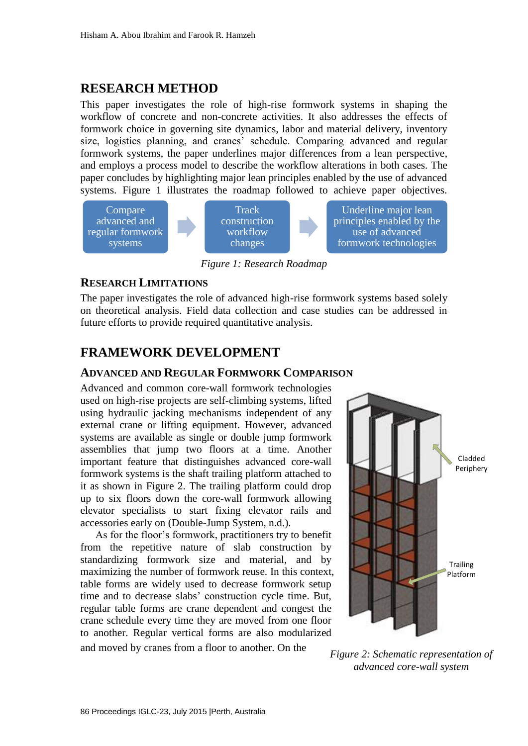# RESEARCH METHOD

This paper investigates the role of high-rise formwork systems in shaping the workflow of concrete and non-concrete activities. It also addresses the effects of formwork choice in governing site dynamics, labor and material delivery, inventory size, logistics planning, and cranes' schedule. Comparing advanced and regular formwork systems, the paper underlines major differences from a lean perspective, and employs a process model to describe the workflow alterations in both cases. The paper concludes by highlighting major lean principles enabled by the use of advanced systems. Figure 1 illustrates the roadmap followed to achieve paper objectives.

Compare advanced and regular formwork systems → Track construction workflow changes → Underline major lean principles enabled by the use of advanced formwork technologies

*Figure 1: Research Roadmap*

## RESEARCH LIMITATIONS

The paper investigates the role of advanced high-rise formwork systems based solely on theoretical analysis. Field data collection and case studies can be addressed in future efforts to provide required quantitative analysis.

# FRAMEWORK DEVELOPMENT

## ADVANCED AND REGULAR FORMWORK COMPARISON

Advanced and common core-wall formwork technologies used on high-rise projects are self-climbing systems, lifted using hydraulic jacking mechanisms independent of any external crane or lifting equipment. However, advanced systems are available as single or double jump formwork assemblies that jump two floors at a time. Another important feature that distinguishes advanced core-wall formwork systems is the shaft trailing platform attached to it as shown in Figure 2. The trailing platform could drop up to six floors down the core-wall formwork allowing elevator specialists to start fixing elevator rails and accessories early on (Double-Jump System, n.d.).

As for the floor's formwork, practitioners try to benefit from the repetitive nature of slab construction by standardizing formwork size and material, and by maximizing the number of formwork reuse. In this context, table forms are widely used to decrease formwork setup time and to decrease slabs' construction cycle time. But, regular table forms are crane dependent and congest the crane schedule every time they are moved from one floor to another. Regular vertical forms are also modularized and moved by cranes from a floor to another. On the

Cladded Periphery

Trailing Platform

*Figure 2: Schematic representation of advanced core-wall system*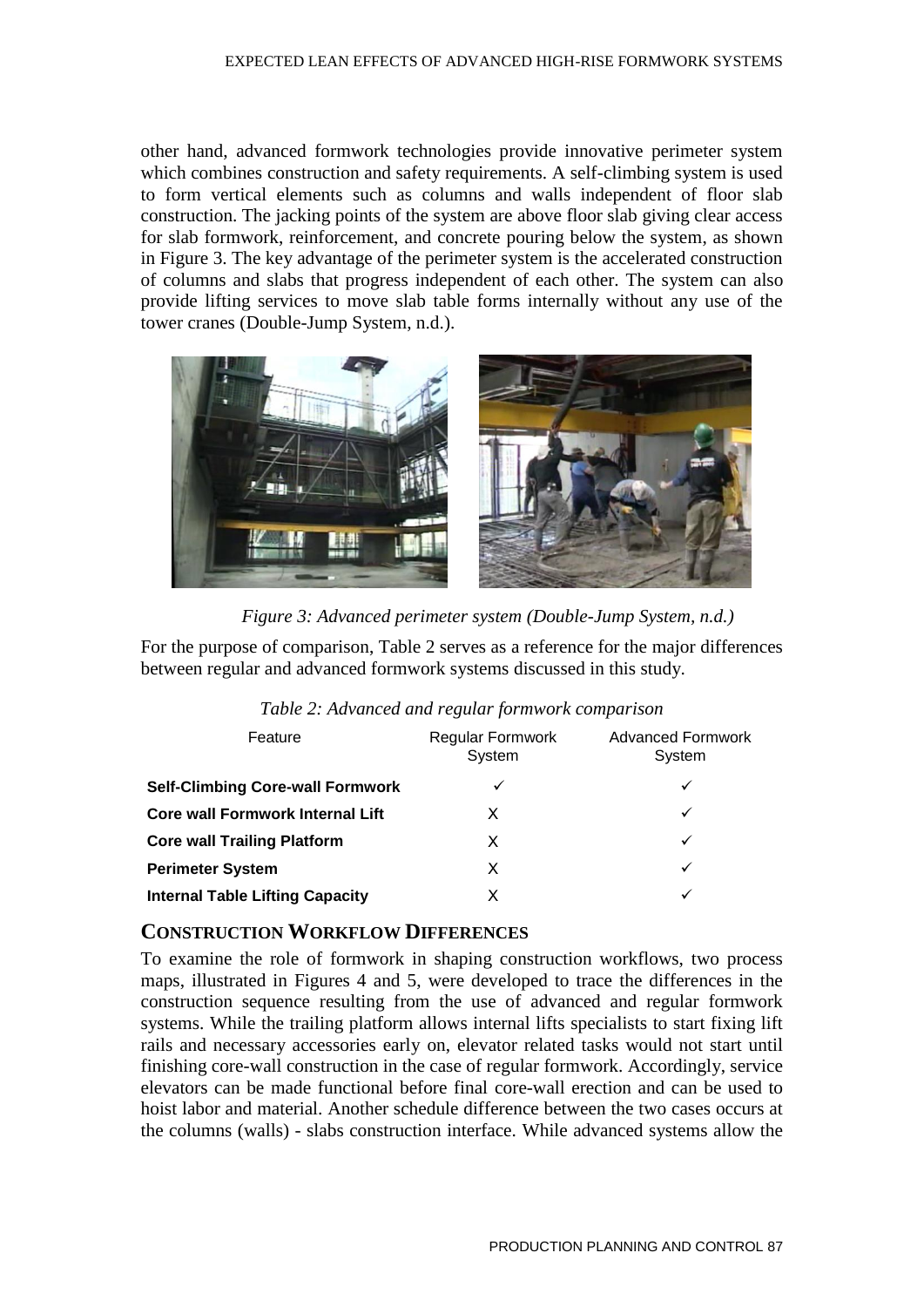other hand, advanced formwork technologies provide innovative perimeter system which combines construction and safety requirements. A self-climbing system is used to form vertical elements such as columns and walls independent of floor slab construction. The jacking points of the system are above floor slab giving clear access for slab formwork, reinforcement, and concrete pouring below the system, as shown in Figure 3. The key advantage of the perimeter system is the accelerated construction of columns and slabs that progress independent of each other. The system can also provide lifting services to move slab table forms internally without any use of the tower cranes (Double-Jump System, n.d.).

*Figure 3: Advanced perimeter system (Double-Jump System, n.d.)*

For the purpose of comparison, Table 2 serves as a reference for the major differences between regular and advanced formwork systems discussed in this study.

*Table 2: Advanced and regular formwork comparison*

| Feature | Regular Formwork System | Advanced Formwork System |
|---|---|---|
| **Self-Climbing Core-wall Formwork** | ✓ | ✓ |
| **Core wall Formwork Internal Lift** | X | ✓ |
| **Core wall Trailing Platform** | X | ✓ |
| **Perimeter System** | X | ✓ |
| **Internal Table Lifting Capacity** | X | ✓ |

## CONSTRUCTION WORKFLOW DIFFERENCES

To examine the role of formwork in shaping construction workflows, two process maps, illustrated in Figures 4 and 5, were developed to trace the differences in the construction sequence resulting from the use of advanced and regular formwork systems. While the trailing platform allows internal lifts specialists to start fixing lift rails and necessary accessories early on, elevator related tasks would not start until finishing core-wall construction in the case of regular formwork. Accordingly, service elevators can be made functional before final core-wall erection and can be used to hoist labor and material. Another schedule difference between the two cases occurs at the columns (walls) - slabs construction interface. While advanced systems allow the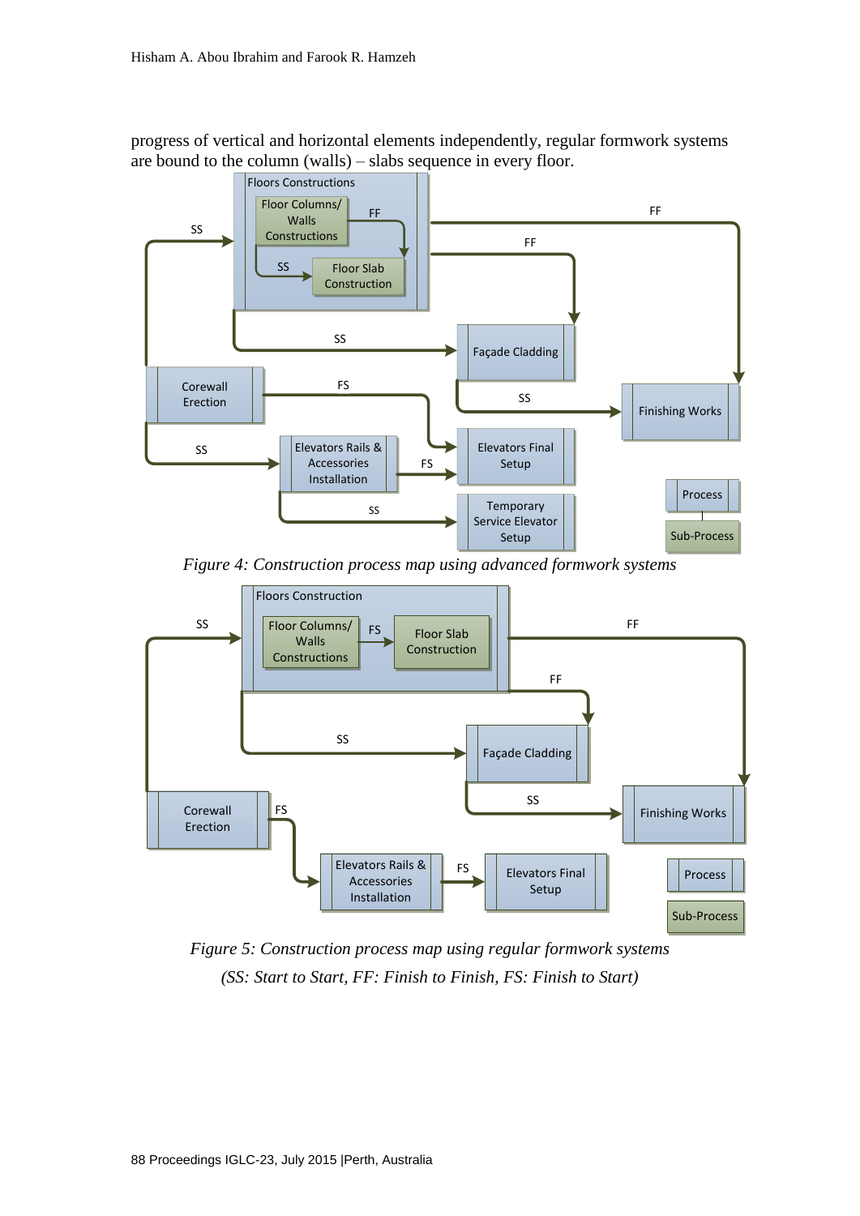progress of vertical and horizontal elements independently, regular formwork systems are bound to the column (walls) – slabs sequence in every floor.

*Figure 4: Construction process map using advanced formwork systems*

*Figure 5: Construction process map using regular formwork systems*

*(SS: Start to Start, FF: Finish to Finish, FS: Finish to Start)*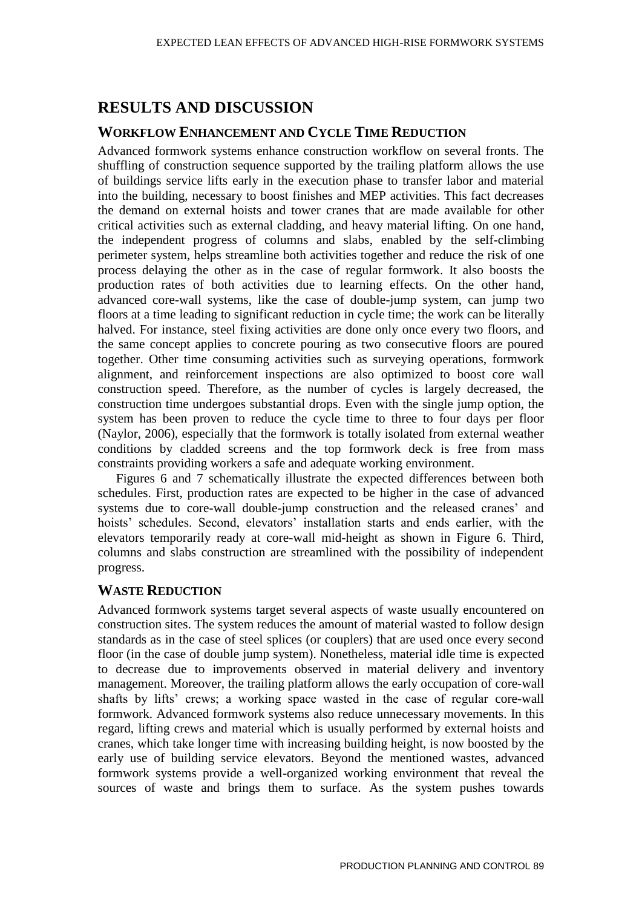# RESULTS AND DISCUSSION

## WORKFLOW ENHANCEMENT AND CYCLE TIME REDUCTION

Advanced formwork systems enhance construction workflow on several fronts. The shuffling of construction sequence supported by the trailing platform allows the use of buildings service lifts early in the execution phase to transfer labor and material into the building, necessary to boost finishes and MEP activities. This fact decreases the demand on external hoists and tower cranes that are made available for other critical activities such as external cladding, and heavy material lifting. On one hand, the independent progress of columns and slabs, enabled by the self-climbing perimeter system, helps streamline both activities together and reduce the risk of one process delaying the other as in the case of regular formwork. It also boosts the production rates of both activities due to learning effects. On the other hand, advanced core-wall systems, like the case of double-jump system, can jump two floors at a time leading to significant reduction in cycle time; the work can be literally halved. For instance, steel fixing activities are done only once every two floors, and the same concept applies to concrete pouring as two consecutive floors are poured together. Other time consuming activities such as surveying operations, formwork alignment, and reinforcement inspections are also optimized to boost core wall construction speed. Therefore, as the number of cycles is largely decreased, the construction time undergoes substantial drops. Even with the single jump option, the system has been proven to reduce the cycle time to three to four days per floor (Naylor, 2006), especially that the formwork is totally isolated from external weather conditions by cladded screens and the top formwork deck is free from mass constraints providing workers a safe and adequate working environment.

Figures 6 and 7 schematically illustrate the expected differences between both schedules. First, production rates are expected to be higher in the case of advanced systems due to core-wall double-jump construction and the released cranes' and hoists' schedules. Second, elevators' installation starts and ends earlier, with the elevators temporarily ready at core-wall mid-height as shown in Figure 6. Third, columns and slabs construction are streamlined with the possibility of independent progress.

## WASTE REDUCTION

Advanced formwork systems target several aspects of waste usually encountered on construction sites. The system reduces the amount of material wasted to follow design standards as in the case of steel splices (or couplers) that are used once every second floor (in the case of double jump system). Nonetheless, material idle time is expected to decrease due to improvements observed in material delivery and inventory management. Moreover, the trailing platform allows the early occupation of core-wall shafts by lifts' crews; a working space wasted in the case of regular core-wall formwork. Advanced formwork systems also reduce unnecessary movements. In this regard, lifting crews and material which is usually performed by external hoists and cranes, which take longer time with increasing building height, is now boosted by the early use of building service elevators. Beyond the mentioned wastes, advanced formwork systems provide a well-organized working environment that reveal the sources of waste and brings them to surface. As the system pushes towards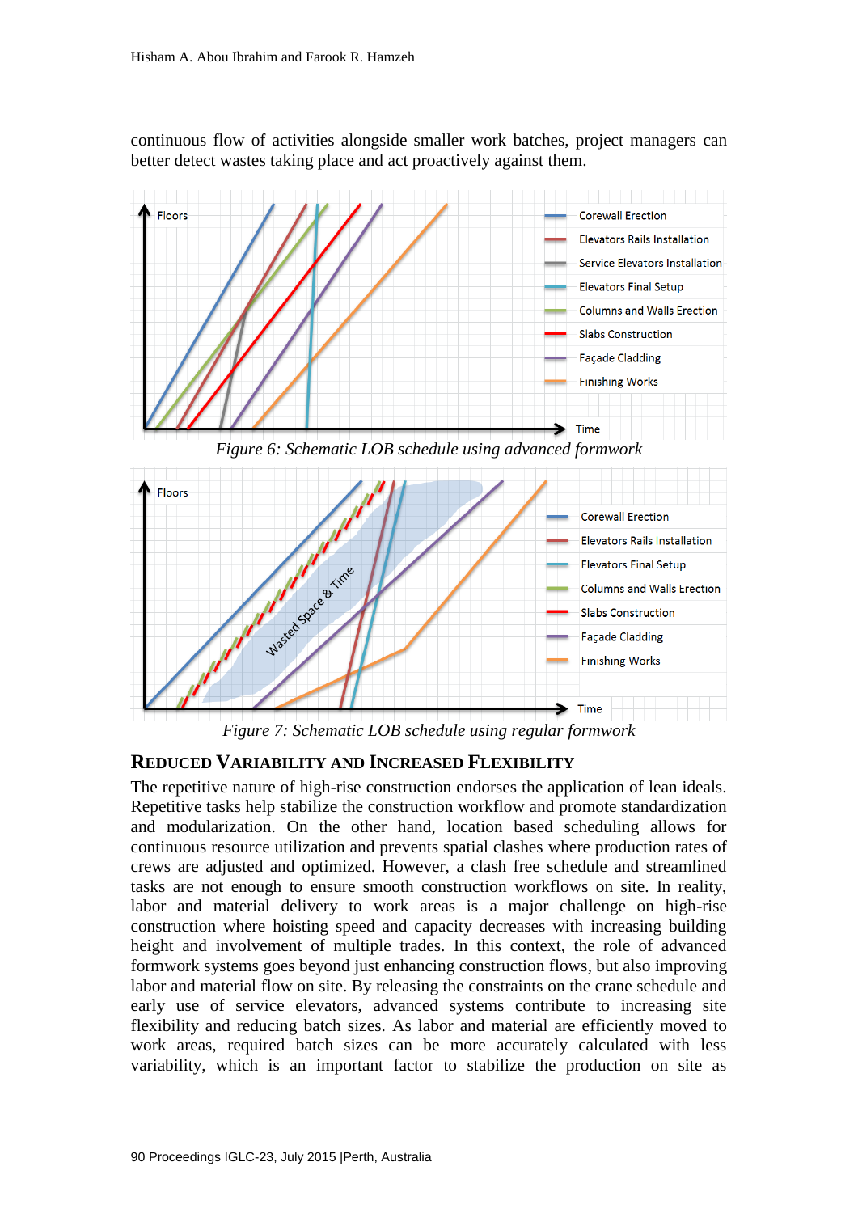continuous flow of activities alongside smaller work batches, project managers can better detect wastes taking place and act proactively against them.

*Figure 6: Schematic LOB schedule using advanced formwork*

*Figure 7: Schematic LOB schedule using regular formwork*

## REDUCED VARIABILITY AND INCREASED FLEXIBILITY

The repetitive nature of high-rise construction endorses the application of lean ideals. Repetitive tasks help stabilize the construction workflow and promote standardization and modularization. On the other hand, location based scheduling allows for continuous resource utilization and prevents spatial clashes where production rates of crews are adjusted and optimized. However, a clash free schedule and streamlined tasks are not enough to ensure smooth construction workflows on site. In reality, labor and material delivery to work areas is a major challenge on high-rise construction where hoisting speed and capacity decreases with increasing building height and involvement of multiple trades. In this context, the role of advanced formwork systems goes beyond just enhancing construction flows, but also improving labor and material flow on site. By releasing the constraints on the crane schedule and early use of service elevators, advanced systems contribute to increasing site flexibility and reducing batch sizes. As labor and material are efficiently moved to work areas, required batch sizes can be more accurately calculated with less variability, which is an important factor to stabilize the production on site as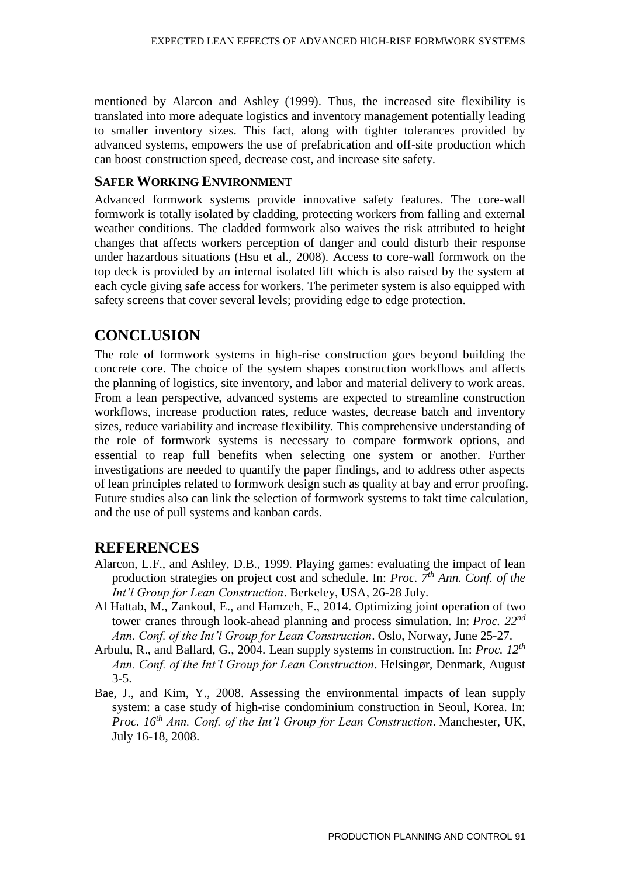mentioned by Alarcon and Ashley (1999). Thus, the increased site flexibility is translated into more adequate logistics and inventory management potentially leading to smaller inventory sizes. This fact, along with tighter tolerances provided by advanced systems, empowers the use of prefabrication and off-site production which can boost construction speed, decrease cost, and increase site safety.

### SAFER WORKING ENVIRONMENT

Advanced formwork systems provide innovative safety features. The core-wall formwork is totally isolated by cladding, protecting workers from falling and external weather conditions. The cladded formwork also waives the risk attributed to height changes that affects workers perception of danger and could disturb their response under hazardous situations (Hsu et al., 2008). Access to core-wall formwork on the top deck is provided by an internal isolated lift which is also raised by the system at each cycle giving safe access for workers. The perimeter system is also equipped with safety screens that cover several levels; providing edge to edge protection.

## CONCLUSION

The role of formwork systems in high-rise construction goes beyond building the concrete core. The choice of the system shapes construction workflows and affects the planning of logistics, site inventory, and labor and material delivery to work areas. From a lean perspective, advanced systems are expected to streamline construction workflows, increase production rates, reduce wastes, decrease batch and inventory sizes, reduce variability and increase flexibility. This comprehensive understanding of the role of formwork systems is necessary to compare formwork options, and essential to reap full benefits when selecting one system or another. Further investigations are needed to quantify the paper findings, and to address other aspects of lean principles related to formwork design such as quality at bay and error proofing. Future studies also can link the selection of formwork systems to takt time calculation, and the use of pull systems and kanban cards.

## REFERENCES

Alarcon, L.F., and Ashley, D.B., 1999. Playing games: evaluating the impact of lean production strategies on project cost and schedule. In: *Proc. 7th Ann. Conf. of the Int'l Group for Lean Construction*. Berkeley, USA, 26-28 July.

Al Hattab, M., Zankoul, E., and Hamzeh, F., 2014. Optimizing joint operation of two tower cranes through look-ahead planning and process simulation. In: *Proc. 22nd Ann. Conf. of the Int'l Group for Lean Construction*. Oslo, Norway, June 25-27.

Arbulu, R., and Ballard, G., 2004. Lean supply systems in construction. In: *Proc. 12th Ann. Conf. of the Int'l Group for Lean Construction*. Helsingør, Denmark, August 3-5.

Bae, J., and Kim, Y., 2008. Assessing the environmental impacts of lean supply system: a case study of high-rise condominium construction in Seoul, Korea. In: *Proc. 16th Ann. Conf. of the Int'l Group for Lean Construction*. Manchester, UK, July 16-18, 2008.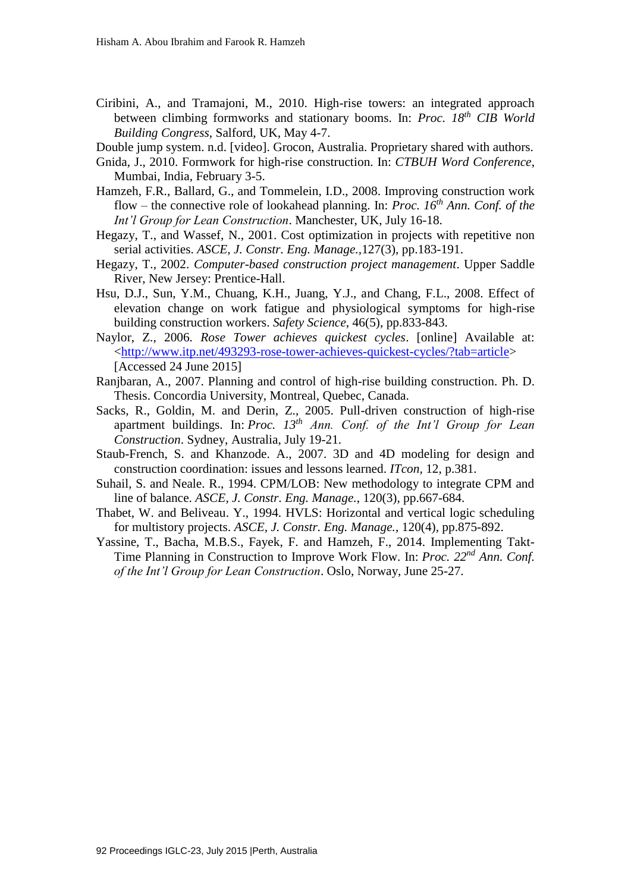Ciribini, A., and Tramajoni, M., 2010. High-rise towers: an integrated approach between climbing formworks and stationary booms. In: *Proc. 18th CIB World Building Congress*, Salford, UK, May 4-7.

Double jump system. n.d. [video]. Grocon, Australia. Proprietary shared with authors.

Gnida, J., 2010. Formwork for high-rise construction. In: *CTBUH Word Conference*, Mumbai, India, February 3-5.

Hamzeh, F.R., Ballard, G., and Tommelein, I.D., 2008. Improving construction work flow – the connective role of lookahead planning. In: *Proc. 16th Ann. Conf. of the Int'l Group for Lean Construction*. Manchester, UK, July 16-18.

Hegazy, T., and Wassef, N., 2001. Cost optimization in projects with repetitive non serial activities. *ASCE, J. Constr. Eng. Manage.*,127(3), pp.183-191.

Hegazy, T., 2002. *Computer-based construction project management*. Upper Saddle River, New Jersey: Prentice-Hall.

Hsu, D.J., Sun, Y.M., Chuang, K.H., Juang, Y.J., and Chang, F.L., 2008. Effect of elevation change on work fatigue and physiological symptoms for high-rise building construction workers. *Safety Science*, 46(5), pp.833-843.

Naylor, Z., 2006. *Rose Tower achieves quickest cycles*. [online] Available at: <http://www.itp.net/493293-rose-tower-achieves-quickest-cycles/?tab=article> [Accessed 24 June 2015]

Ranjbaran, A., 2007. Planning and control of high-rise building construction. Ph. D. Thesis. Concordia University, Montreal, Quebec, Canada.

Sacks, R., Goldin, M. and Derin, Z., 2005. Pull-driven construction of high-rise apartment buildings. In: *Proc. 13th Ann. Conf. of the Int'l Group for Lean Construction*. Sydney, Australia, July 19-21.

Staub-French, S. and Khanzode. A., 2007. 3D and 4D modeling for design and construction coordination: issues and lessons learned. *ITcon*, 12, p.381.

Suhail, S. and Neale. R., 1994. CPM/LOB: New methodology to integrate CPM and line of balance. *ASCE, J. Constr. Eng. Manage.*, 120(3), pp.667-684.

Thabet, W. and Beliveau. Y., 1994. HVLS: Horizontal and vertical logic scheduling for multistory projects. *ASCE, J. Constr. Eng. Manage.*, 120(4), pp.875-892.

Yassine, T., Bacha, M.B.S., Fayek, F. and Hamzeh, F., 2014. Implementing Takt-Time Planning in Construction to Improve Work Flow. In: *Proc. 22nd Ann. Conf. of the Int'l Group for Lean Construction*. Oslo, Norway, June 25-27.